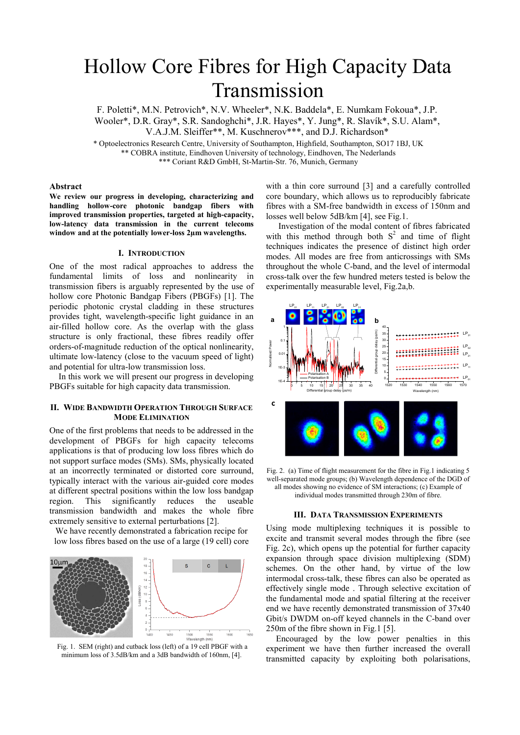# Hollow Core Fibres for High Capacity Data Transmission

F. Poletti*, M.N. Petrovich*, N.V. Wheeler*, N.K. Baddela*, E. Numkam Fokoua*, J.P. Wooler*, D.R. Gray*, S.R. Sandoghchi*, J.R. Hayes*, Y. Jung*, R. Slavík*, S.U. Alam*, V.A.J.M. Sleiffer**, M. Kuschnerov***, and D.J. Richardson*

\* Optoelectronics Research Centre, University of Southampton, Highfield, Southampton, SO17 1BJ, UK
\*\* COBRA institute, Eindhoven University of technology, Eindhoven, The Nederlands
\*\*\* Coriant R&D GmbH, St-Martin-Str. 76, Munich, Germany

### Abstract

**We review our progress in developing, characterizing and handling hollow-core photonic bandgap fibers with improved transmission properties, targeted at high-capacity, low-latency data transmission in the current telecoms window and at the potentially lower-loss 2µm wavelengths.**

## I. Introduction

One of the most radical approaches to address the fundamental limits of loss and nonlinearity in transmission fibers is arguably represented by the use of hollow core Photonic Bandgap Fibers (PBGFs) [1]. The periodic photonic crystal cladding in these structures provides tight, wavelength-specific light guidance in an air-filled hollow core. As the overlap with the glass structure is only fractional, these fibres readily offer orders-of-magnitude reduction of the optical nonlinearity, ultimate low-latency (close to the vacuum speed of light) and potential for ultra-low transmission loss.

In this work we will present our progress in developing PBGFs suitable for high capacity data transmission.

## II. Wide Bandwidth Operation Through Surface Mode Elimination

One of the first problems that needs to be addressed in the development of PBGFs for high capacity telecoms applications is that of producing low loss fibres which do not support surface modes (SMs). SMs, physically located at an incorrectly terminated or distorted core surround, typically interact with the various air-guided core modes at different spectral positions within the low loss bandgap region. This significantly reduces the useable transmission bandwidth and makes the whole fibre extremely sensitive to external perturbations [2].

We have recently demonstrated a fabrication recipe for low loss fibres based on the use of a large (19 cell) core with a thin core surround [3] and a carefully controlled core boundary, which allows us to reproducibly fabricate fibres with a SM-free bandwidth in excess of 150nm and losses well below 5dB/km [4], see Fig.1.

Fig. 1. SEM (right) and cutback loss (left) of a 19 cell PBGF with a minimum loss of 3.5dB/km and a 3dB bandwidth of 160nm, [4].

Investigation of the modal content of fibres fabricated with this method through both $S^2$ and time of flight techniques indicates the presence of distinct high order modes. All modes are free from anticrossings with SMs throughout the whole C-band, and the level of intermodal cross-talk over the few hundred meters tested is below the experimentally measurable level, Fig.2a,b.

Fig. 2. (a) Time of flight measurement for the fibre in Fig.1 indicating 5 well-separated mode groups; (b) Wavelength dependence of the DGD of all modes showing no evidence of SM interactions; (c) Example of individual modes transmitted through 230m of fibre.

## III. Data Transmission Experiments

Using mode multiplexing techniques it is possible to excite and transmit several modes through the fibre (see Fig. 2c), which opens up the potential for further capacity expansion through space division multiplexing (SDM) schemes. On the other hand, by virtue of the low intermodal cross-talk, these fibres can also be operated as effectively single mode . Through selective excitation of the fundamental mode and spatial filtering at the receiver end we have recently demonstrated transmission of 37x40 Gbit/s DWDM on-off keyed channels in the C-band over 250m of the fibre shown in Fig.1 [5].

Encouraged by the low power penalties in this experiment we have then further increased the overall transmitted capacity by exploiting both polarisations,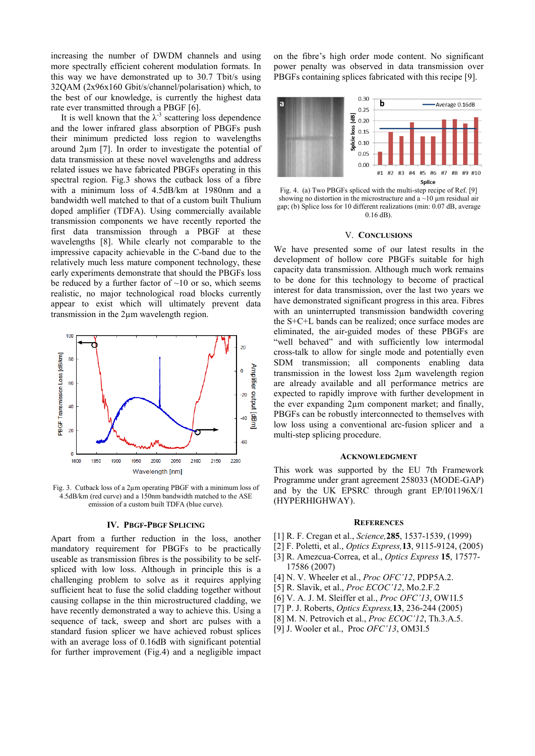increasing the number of DWDM channels and using more spectrally efficient coherent modulation formats. In this way we have demonstrated up to 30.7 Tbit/s using 32QAM (2x96x160 Gbit/s/channel/polarisation) which, to the best of our knowledge, is currently the highest data rate ever transmitted through a PBGF [6].

It is well known that the $\lambda^{-3}$ scattering loss dependence and the lower infrared glass absorption of PBGFs push their minimum predicted loss region to wavelengths around 2µm [7]. In order to investigate the potential of data transmission at these novel wavelengths and address related issues we have fabricated PBGFs operating in this spectral region. Fig.3 shows the cutback loss of a fibre with a minimum loss of 4.5dB/km at 1980nm and a bandwidth well matched to that of a custom built Thulium doped amplifier (TDFA). Using commercially available transmission components we have recently reported the first data transmission through a PBGF at these wavelengths [8]. While clearly not comparable to the impressive capacity achievable in the C-band due to the relatively much less mature component technology, these early experiments demonstrate that should the PBGFs loss be reduced by a further factor of ~10 or so, which seems realistic, no major technological road blocks currently appear to exist which will ultimately prevent data transmission in the 2µm wavelength region.

PBGF Transmission Loss [dB/km]
100
80
60
40
20
0
Amplifier output [dBm]
20
0
-20
-40
-60
1800 1850 1900 1950 2000 2050 2100 2150 2200
Wavelength [nm]

Fig. 3. Cutback loss of a 2µm operating PBGF with a minimum loss of 4.5dB/km (red curve) and a 150nm bandwidth matched to the ASE emission of a custom built TDFA (blue curve).

## IV. PBGF-PBGF Splicing

Apart from a further reduction in the loss, another mandatory requirement for PBGFs to be practically useable as transmission fibres is the possibility to be self-spliced with low loss. Although in principle this is a challenging problem to solve as it requires applying sufficient heat to fuse the solid cladding together without causing collapse in the thin microstructured cladding, we have recently demonstrated a way to achieve this. Using a sequence of tack, sweep and short arc pulses with a standard fusion splicer we have achieved robust splices with an average loss of 0.16dB with significant potential for further improvement (Fig.4) and a negligible impact on the fibre's high order mode content. No significant power penalty was observed in data transmission over PBGFs containing splices fabricated with this recipe [9].

a

b
Average 0.16dB
Splice loss [dB]
0.30
0.25
0.20
0.15
0.10
0.05
0.00
#1 #2 #3 #4 #5 #6 #7 #8 #9 #10
Splice

Fig. 4. (a) Two PBGFs spliced with the multi-step recipe of Ref. [9] showing no distortion in the microstructure and a ~10 µm residual air gap; (b) Splice loss for 10 different realizations (min: 0.07 dB, average 0.16 dB).

## V. Conclusions

We have presented some of our latest results in the development of hollow core PBGFs suitable for high capacity data transmission. Although much work remains to be done for this technology to become of practical interest for data transmission, over the last two years we have demonstrated significant progress in this area. Fibres with an uninterrupted transmission bandwidth covering the S+C+L bands can be realized; once surface modes are eliminated, the air-guided modes of these PBGFs are "well behaved" and with sufficiently low intermodal cross-talk to allow for single mode and potentially even SDM transmission; all components enabling data transmission in the lowest loss 2µm wavelength region are already available and all performance metrics are expected to rapidly improve with further development in the ever expanding 2µm component market; and finally, PBGFs can be robustly interconnected to themselves with low loss using a conventional arc-fusion splicer and a multi-step splicing procedure.

### Acknowledgment

This work was supported by the EU 7th Framework Programme under grant agreement 258033 (MODE-GAP) and by the UK EPSRC through grant EP/I01196X/1 (HYPERHIGHWAY).

### References

[1] R. F. Cregan et al., *Science,* **285**, 1537-1539, (1999)
[2] F. Poletti, et al., *Optics Express,* **13**, 9115-9124, (2005)
[3] R. Amezcua-Correa, et al., *Optics Express* **15**, 17577-17586 (2007)
[4] N. V. Wheeler et al., *Proc OFC'12*, PDP5A.2.
[5] R. Slavik, et al., *Proc ECOC'12*, Mo.2.F.2
[6] V. A. J. M. Sleiffer et al., *Proc OFC'13*, OW1I.5
[7] P. J. Roberts, *Optics Express,* **13**, 236-244 (2005)
[8] M. N. Petrovich et al., *Proc ECOC'12*, Th.3.A.5.
[9] J. Wooler et al., Proc *OFC'13*, OM3I.5